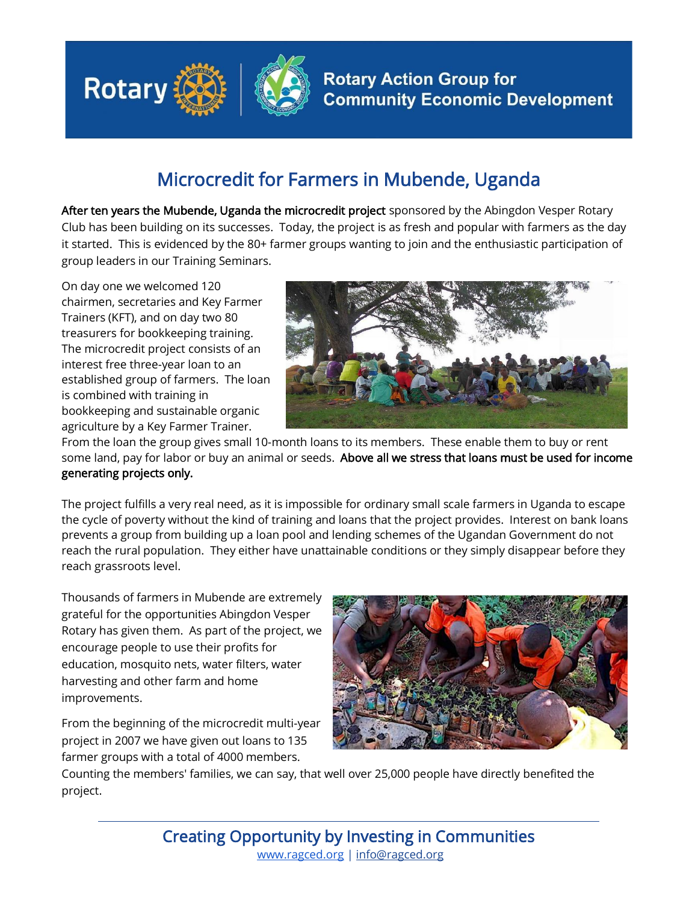Rotary | Rotary Action Group for Community Economic Development

# Microcredit for Farmers in Mubende, Uganda

**After ten years the Mubende, Uganda the microcredit project** sponsored by the Abingdon Vesper Rotary Club has been building on its successes. Today, the project is as fresh and popular with farmers as the day it started. This is evidenced by the 80+ farmer groups wanting to join and the enthusiastic participation of group leaders in our Training Seminars.

On day one we welcomed 120 chairmen, secretaries and Key Farmer Trainers (KFT), and on day two 80 treasurers for bookkeeping training. The microcredit project consists of an interest free three-year loan to an established group of farmers. The loan is combined with training in bookkeeping and sustainable organic agriculture by a Key Farmer Trainer. From the loan the group gives small 10-month loans to its members. These enable them to buy or rent some land, pay for labor or buy an animal or seeds. **Above all we stress that loans must be used for income generating projects only.**

The project fulfills a very real need, as it is impossible for ordinary small scale farmers in Uganda to escape the cycle of poverty without the kind of training and loans that the project provides. Interest on bank loans prevents a group from building up a loan pool and lending schemes of the Ugandan Government do not reach the rural population. They either have unattainable conditions or they simply disappear before they reach grassroots level.

Thousands of farmers in Mubende are extremely grateful for the opportunities Abingdon Vesper Rotary has given them. As part of the project, we encourage people to use their profits for education, mosquito nets, water filters, water harvesting and other farm and home improvements.

From the beginning of the microcredit multi-year project in 2007 we have given out loans to 135 farmer groups with a total of 4000 members. Counting the members' families, we can say, that well over 25,000 people have directly benefited the project.

## Creating Opportunity by Investing in Communities

www.ragced.org | info@ragced.org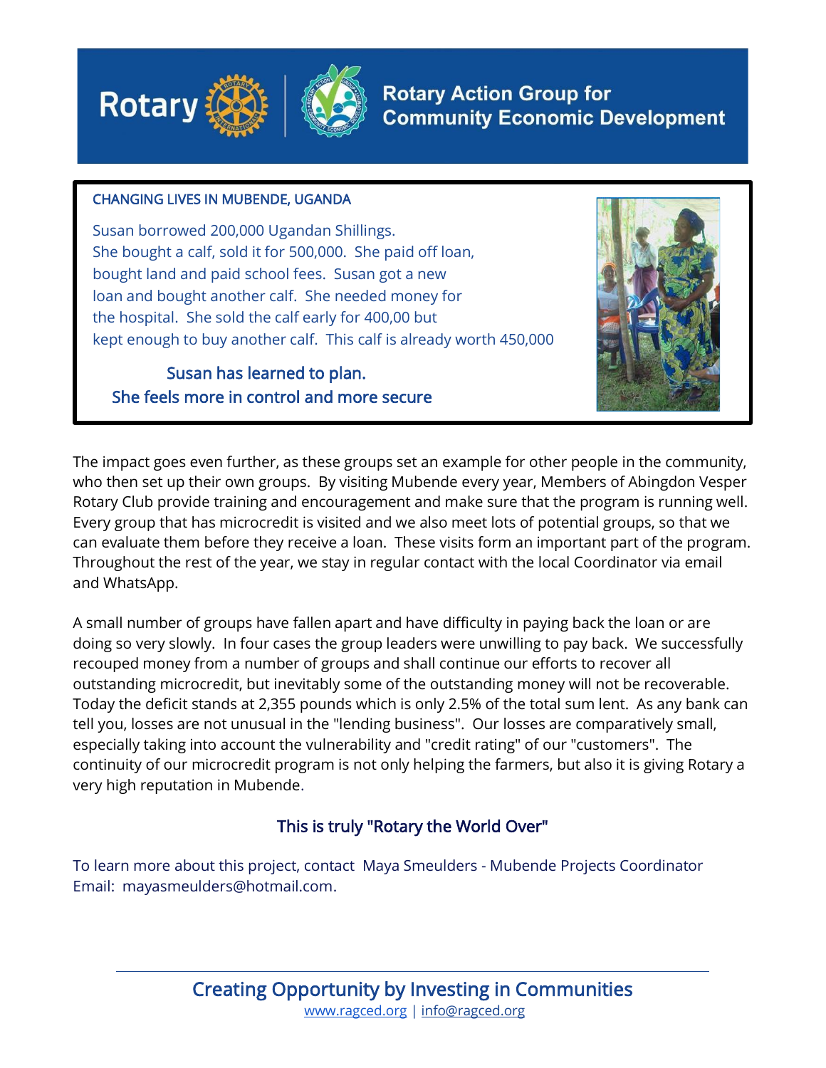Rotary | Rotary Action Group for Community Economic Development

## CHANGING LIVES IN MUBENDE, UGANDA

Susan borrowed 200,000 Ugandan Shillings.
She bought a calf, sold it for 500,000. She paid off loan, bought land and paid school fees. Susan got a new loan and bought another calf. She needed money for the hospital. She sold the calf early for 400,00 but kept enough to buy another calf. This calf is already worth 450,000

**Susan has learned to plan.**
**She feels more in control and more secure**

The impact goes even further, as these groups set an example for other people in the community, who then set up their own groups. By visiting Mubende every year, Members of Abingdon Vesper Rotary Club provide training and encouragement and make sure that the program is running well. Every group that has microcredit is visited and we also meet lots of potential groups, so that we can evaluate them before they receive a loan. These visits form an important part of the program. Throughout the rest of the year, we stay in regular contact with the local Coordinator via email and WhatsApp.

A small number of groups have fallen apart and have difficulty in paying back the loan or are doing so very slowly. In four cases the group leaders were unwilling to pay back. We successfully recouped money from a number of groups and shall continue our efforts to recover all outstanding microcredit, but inevitably some of the outstanding money will not be recoverable. Today the deficit stands at 2,355 pounds which is only 2.5% of the total sum lent. As any bank can tell you, losses are not unusual in the "lending business". Our losses are comparatively small, especially taking into account the vulnerability and "credit rating" of our "customers". The continuity of our microcredit program is not only helping the farmers, but also it is giving Rotary a very high reputation in Mubende.

**This is truly "Rotary the World Over"**

To learn more about this project, contact Maya Smeulders - Mubende Projects Coordinator
Email: mayasmeulders@hotmail.com.

Creating Opportunity by Investing in Communities
www.ragced.org | info@ragced.org